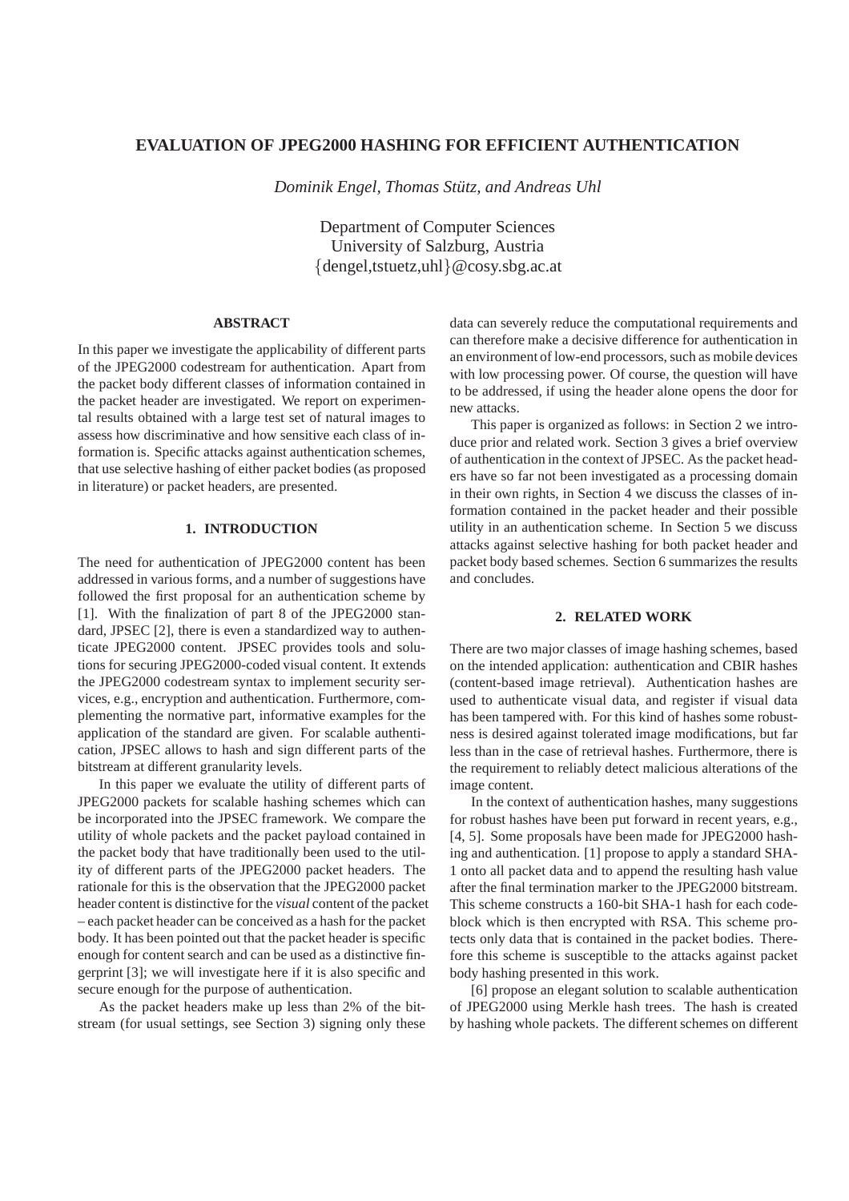# EVALUATION OF JPEG2000 HASHING FOR EFFICIENT AUTHENTICATION

*Dominik Engel, Thomas Stütz, and Andreas Uhl*

Department of Computer Sciences
University of Salzburg, Austria
{dengel,tstuetz,uhl}@cosy.sbg.ac.at

## ABSTRACT

In this paper we investigate the applicability of different parts of the JPEG2000 codestream for authentication. Apart from the packet body different classes of information contained in the packet header are investigated. We report on experimental results obtained with a large test set of natural images to assess how discriminative and how sensitive each class of information is. Specific attacks against authentication schemes, that use selective hashing of either packet bodies (as proposed in literature) or packet headers, are presented.

## 1. INTRODUCTION

The need for authentication of JPEG2000 content has been addressed in various forms, and a number of suggestions have followed the first proposal for an authentication scheme by [1]. With the finalization of part 8 of the JPEG2000 standard, JPSEC [2], there is even a standardized way to authenticate JPEG2000 content. JPSEC provides tools and solutions for securing JPEG2000-coded visual content. It extends the JPEG2000 codestream syntax to implement security services, e.g., encryption and authentication. Furthermore, complementing the normative part, informative examples for the application of the standard are given. For scalable authentication, JPSEC allows to hash and sign different parts of the bitstream at different granularity levels.

In this paper we evaluate the utility of different parts of JPEG2000 packets for scalable hashing schemes which can be incorporated into the JPSEC framework. We compare the utility of whole packets and the packet payload contained in the packet body that have traditionally been used to the utility of different parts of the JPEG2000 packet headers. The rationale for this is the observation that the JPEG2000 packet header content is distinctive for the *visual* content of the packet – each packet header can be conceived as a hash for the packet body. It has been pointed out that the packet header is specific enough for content search and can be used as a distinctive fingerprint [3]; we will investigate here if it is also specific and secure enough for the purpose of authentication.

As the packet headers make up less than 2% of the bitstream (for usual settings, see Section 3) signing only these data can severely reduce the computational requirements and can therefore make a decisive difference for authentication in an environment of low-end processors, such as mobile devices with low processing power. Of course, the question will have to be addressed, if using the header alone opens the door for new attacks.

This paper is organized as follows: in Section 2 we introduce prior and related work. Section 3 gives a brief overview of authentication in the context of JPSEC. As the packet headers have so far not been investigated as a processing domain in their own rights, in Section 4 we discuss the classes of information contained in the packet header and their possible utility in an authentication scheme. In Section 5 we discuss attacks against selective hashing for both packet header and packet body based schemes. Section 6 summarizes the results and concludes.

## 2. RELATED WORK

There are two major classes of image hashing schemes, based on the intended application: authentication and CBIR hashes (content-based image retrieval). Authentication hashes are used to authenticate visual data, and register if visual data has been tampered with. For this kind of hashes some robustness is desired against tolerated image modifications, but far less than in the case of retrieval hashes. Furthermore, there is the requirement to reliably detect malicious alterations of the image content.

In the context of authentication hashes, many suggestions for robust hashes have been put forward in recent years, e.g., [4, 5]. Some proposals have been made for JPEG2000 hashing and authentication. [1] propose to apply a standard SHA-1 onto all packet data and to append the resulting hash value after the final termination marker to the JPEG2000 bitstream. This scheme constructs a 160-bit SHA-1 hash for each codeblock which is then encrypted with RSA. This scheme protects only data that is contained in the packet bodies. Therefore this scheme is susceptible to the attacks against packet body hashing presented in this work.

[6] propose an elegant solution to scalable authentication of JPEG2000 using Merkle hash trees. The hash is created by hashing whole packets. The different schemes on different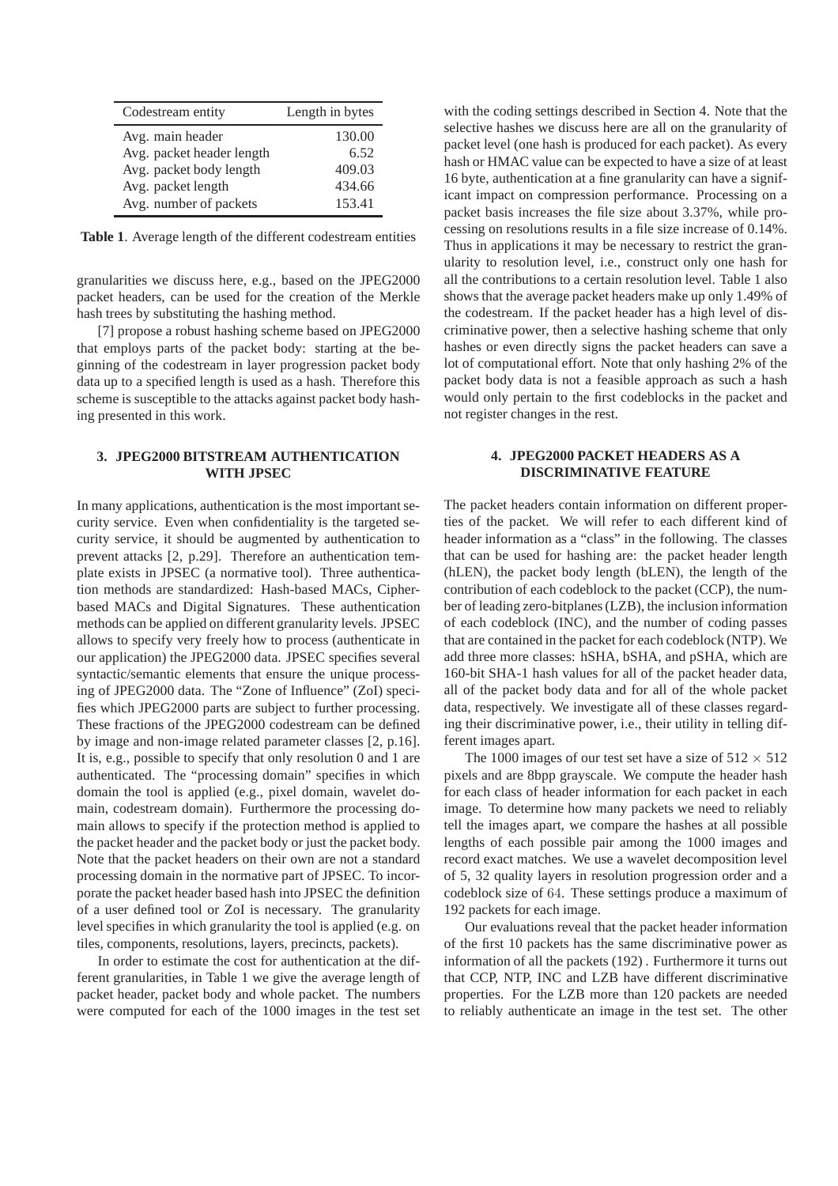| Codestream entity | Length in bytes |
|---|---|
| Avg. main header | 130.00 |
| Avg. packet header length | 6.52 |
| Avg. packet body length | 409.03 |
| Avg. packet length | 434.66 |
| Avg. number of packets | 153.41 |

**Table 1**. Average length of the different codestream entities

granularities we discuss here, e.g., based on the JPEG2000 packet headers, can be used for the creation of the Merkle hash trees by substituting the hashing method.

[7] propose a robust hashing scheme based on JPEG2000 that employs parts of the packet body: starting at the beginning of the codestream in layer progression packet body data up to a specified length is used as a hash. Therefore this scheme is susceptible to the attacks against packet body hashing presented in this work.

## 3. JPEG2000 BITSTREAM AUTHENTICATION WITH JPSEC

In many applications, authentication is the most important security service. Even when confidentiality is the targeted security service, it should be augmented by authentication to prevent attacks [2, p.29]. Therefore an authentication template exists in JPSEC (a normative tool). Three authentication methods are standardized: Hash-based MACs, Cipher-based MACs and Digital Signatures. These authentication methods can be applied on different granularity levels. JPSEC allows to specify very freely how to process (authenticate in our application) the JPEG2000 data. JPSEC specifies several syntactic/semantic elements that ensure the unique processing of JPEG2000 data. The "Zone of Influence" (ZoI) specifies which JPEG2000 parts are subject to further processing. These fractions of the JPEG2000 codestream can be defined by image and non-image related parameter classes [2, p.16]. It is, e.g., possible to specify that only resolution 0 and 1 are authenticated. The "processing domain" specifies in which domain the tool is applied (e.g., pixel domain, wavelet domain, codestream domain). Furthermore the processing domain allows to specify if the protection method is applied to the packet header and the packet body or just the packet body. Note that the packet headers on their own are not a standard processing domain in the normative part of JPSEC. To incorporate the packet header based hash into JPSEC the definition of a user defined tool or ZoI is necessary. The granularity level specifies in which granularity the tool is applied (e.g. on tiles, components, resolutions, layers, precincts, packets).

In order to estimate the cost for authentication at the different granularities, in Table 1 we give the average length of packet header, packet body and whole packet. The numbers were computed for each of the 1000 images in the test set with the coding settings described in Section 4. Note that the selective hashes we discuss here are all on the granularity of packet level (one hash is produced for each packet). As every hash or HMAC value can be expected to have a size of at least 16 byte, authentication at a fine granularity can have a significant impact on compression performance. Processing on a packet basis increases the file size about 3.37%, while processing on resolutions results in a file size increase of 0.14%. Thus in applications it may be necessary to restrict the granularity to resolution level, i.e., construct only one hash for all the contributions to a certain resolution level. Table 1 also shows that the average packet headers make up only 1.49% of the codestream. If the packet header has a high level of discriminative power, then a selective hashing scheme that only hashes or even directly signs the packet headers can save a lot of computational effort. Note that only hashing 2% of the packet body data is not a feasible approach as such a hash would only pertain to the first codeblocks in the packet and not register changes in the rest.

## 4. JPEG2000 PACKET HEADERS AS A DISCRIMINATIVE FEATURE

The packet headers contain information on different properties of the packet. We will refer to each different kind of header information as a "class" in the following. The classes that can be used for hashing are: the packet header length (hLEN), the packet body length (bLEN), the length of the contribution of each codeblock to the packet (CCP), the number of leading zero-bitplanes (LZB), the inclusion information of each codeblock (INC), and the number of coding passes that are contained in the packet for each codeblock (NTP). We add three more classes: hSHA, bSHA, and pSHA, which are 160-bit SHA-1 hash values for all of the packet header data, all of the packet body data and for all of the whole packet data, respectively. We investigate all of these classes regarding their discriminative power, i.e., their utility in telling different images apart.

The 1000 images of our test set have a size of $512 \times 512$ pixels and are 8bpp grayscale. We compute the header hash for each class of header information for each packet in each image. To determine how many packets we need to reliably tell the images apart, we compare the hashes at all possible lengths of each possible pair among the 1000 images and record exact matches. We use a wavelet decomposition level of 5, 32 quality layers in resolution progression order and a codeblock size of 64. These settings produce a maximum of 192 packets for each image.

Our evaluations reveal that the packet header information of the first 10 packets has the same discriminative power as information of all the packets (192) . Furthermore it turns out that CCP, NTP, INC and LZB have different discriminative properties. For the LZB more than 120 packets are needed to reliably authenticate an image in the test set. The other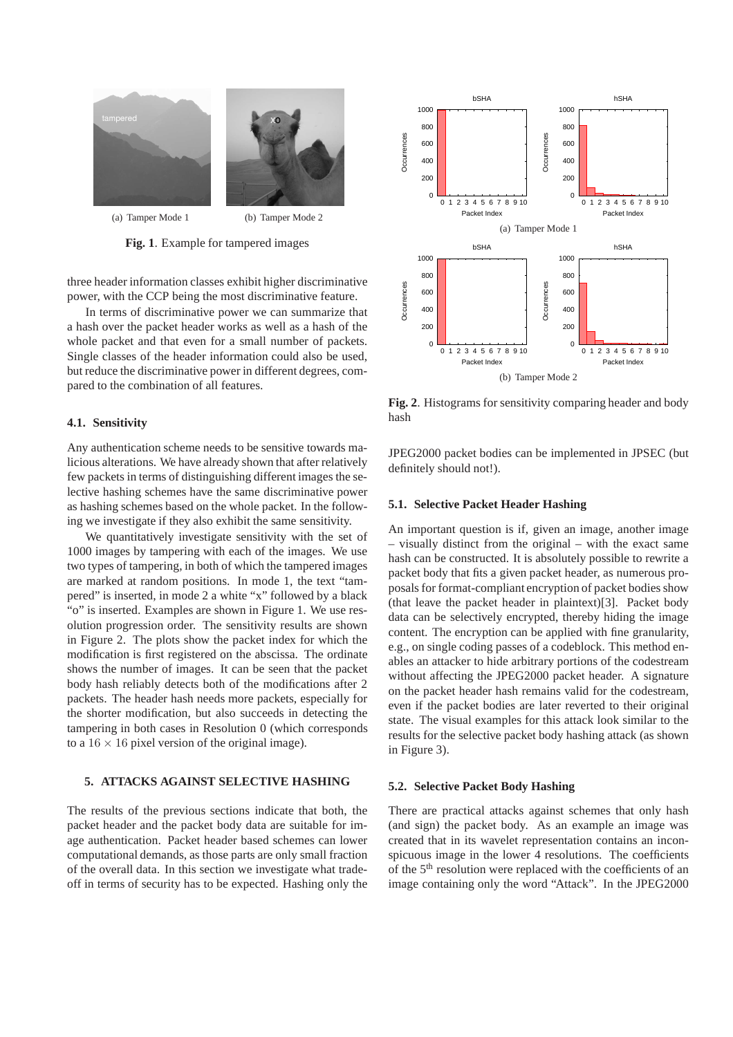(a) Tamper Mode 1 (b) Tamper Mode 2

**Fig. 1**. Example for tampered images

three header information classes exhibit higher discriminative power, with the CCP being the most discriminative feature.

In terms of discriminative power we can summarize that a hash over the packet header works as well as a hash of the whole packet and that even for a small number of packets. Single classes of the header information could also be used, but reduce the discriminative power in different degrees, compared to the combination of all features.

### 4.1. Sensitivity

Any authentication scheme needs to be sensitive towards malicious alterations. We have already shown that after relatively few packets in terms of distinguishing different images the selective hashing schemes have the same discriminative power as hashing schemes based on the whole packet. In the following we investigate if they also exhibit the same sensitivity.

We quantitatively investigate sensitivity with the set of 1000 images by tampering with each of the images. We use two types of tampering, in both of which the tampered images are marked at random positions. In mode 1, the text "tampered" is inserted, in mode 2 a white "x" followed by a black "o" is inserted. Examples are shown in Figure 1. We use resolution progression order. The sensitivity results are shown in Figure 2. The plots show the packet index for which the modification is first registered on the abscissa. The ordinate shows the number of images. It can be seen that the packet body hash reliably detects both of the modifications after 2 packets. The header hash needs more packets, especially for the shorter modification, but also succeeds in detecting the tampering in both cases in Resolution 0 (which corresponds to a $16 \times 16$ pixel version of the original image).

## 5. ATTACKS AGAINST SELECTIVE HASHING

The results of the previous sections indicate that both, the packet header and the packet body data are suitable for image authentication. Packet header based schemes can lower computational demands, as those parts are only small fraction of the overall data. In this section we investigate what trade-off in terms of security has to be expected. Hashing only the JPEG2000 packet bodies can be implemented in JPSEC (but definitely should not!).

(a) Tamper Mode 1

(b) Tamper Mode 2

**Fig. 2**. Histograms for sensitivity comparing header and body hash

### 5.1. Selective Packet Header Hashing

An important question is if, given an image, another image – visually distinct from the original – with the exact same hash can be constructed. It is absolutely possible to rewrite a packet body that fits a given packet header, as numerous proposals for format-compliant encryption of packet bodies show (that leave the packet header in plaintext)[3]. Packet body data can be selectively encrypted, thereby hiding the image content. The encryption can be applied with fine granularity, e.g., on single coding passes of a codeblock. This method enables an attacker to hide arbitrary portions of the codestream without affecting the JPEG2000 packet header. A signature on the packet header hash remains valid for the codestream, even if the packet bodies are later reverted to their original state. The visual examples for this attack look similar to the results for the selective packet body hashing attack (as shown in Figure 3).

### 5.2. Selective Packet Body Hashing

There are practical attacks against schemes that only hash (and sign) the packet body. As an example an image was created that in its wavelet representation contains an inconspicuous image in the lower 4 resolutions. The coefficients of the 5th resolution were replaced with the coefficients of an image containing only the word "Attack". In the JPEG2000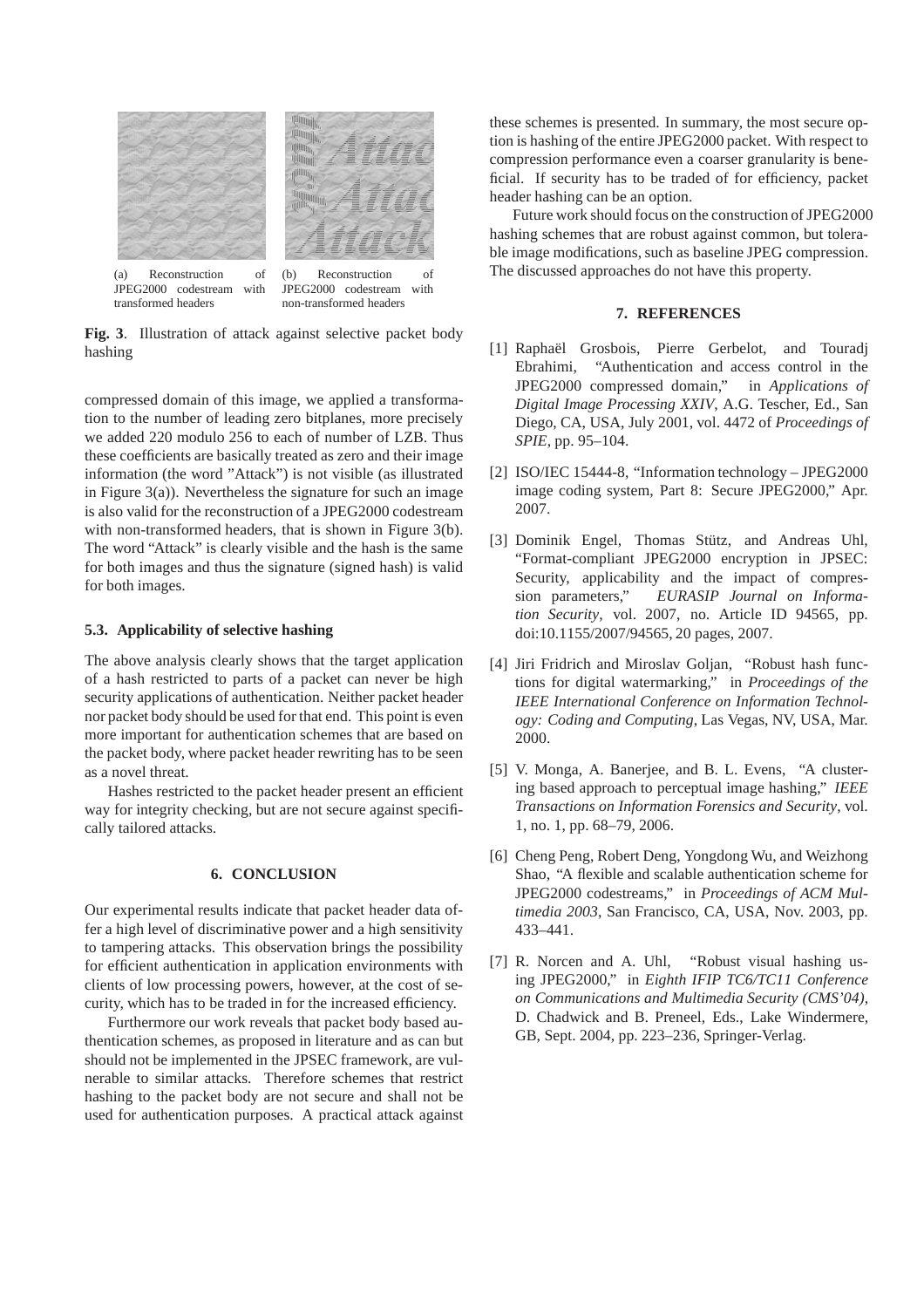(a) Reconstruction of JPEG2000 codestream with transformed headers

(b) Reconstruction of JPEG2000 codestream with non-transformed headers

**Fig. 3**. Illustration of attack against selective packet body hashing

compressed domain of this image, we applied a transformation to the number of leading zero bitplanes, more precisely we added 220 modulo 256 to each of number of LZB. Thus these coefficients are basically treated as zero and their image information (the word "Attack") is not visible (as illustrated in Figure 3(a)). Nevertheless the signature for such an image is also valid for the reconstruction of a JPEG2000 codestream with non-transformed headers, that is shown in Figure 3(b). The word "Attack" is clearly visible and the hash is the same for both images and thus the signature (signed hash) is valid for both images.

### 5.3. Applicability of selective hashing

The above analysis clearly shows that the target application of a hash restricted to parts of a packet can never be high security applications of authentication. Neither packet header nor packet body should be used for that end. This point is even more important for authentication schemes that are based on the packet body, where packet header rewriting has to be seen as a novel threat.

Hashes restricted to the packet header present an efficient way for integrity checking, but are not secure against specifically tailored attacks.

## 6. CONCLUSION

Our experimental results indicate that packet header data offer a high level of discriminative power and a high sensitivity to tampering attacks. This observation brings the possibility for efficient authentication in application environments with clients of low processing powers, however, at the cost of security, which has to be traded in for the increased efficiency.

Furthermore our work reveals that packet body based authentication schemes, as proposed in literature and as can but should not be implemented in the JPSEC framework, are vulnerable to similar attacks. Therefore schemes that restrict hashing to the packet body are not secure and shall not be used for authentication purposes. A practical attack against these schemes is presented. In summary, the most secure option is hashing of the entire JPEG2000 packet. With respect to compression performance even a coarser granularity is beneficial. If security has to be traded of for efficiency, packet header hashing can be an option.

Future work should focus on the construction of JPEG2000 hashing schemes that are robust against common, but tolerable image modifications, such as baseline JPEG compression. The discussed approaches do not have this property.

## 7. REFERENCES

[1] Raphaël Grosbois, Pierre Gerbelot, and Touradj Ebrahimi, "Authentication and access control in the JPEG2000 compressed domain," in *Applications of Digital Image Processing XXIV*, A.G. Tescher, Ed., San Diego, CA, USA, July 2001, vol. 4472 of *Proceedings of SPIE*, pp. 95–104.

[2] ISO/IEC 15444-8, "Information technology – JPEG2000 image coding system, Part 8: Secure JPEG2000," Apr. 2007.

[3] Dominik Engel, Thomas Stütz, and Andreas Uhl, "Format-compliant JPEG2000 encryption in JPSEC: Security, applicability and the impact of compression parameters," *EURASIP Journal on Information Security*, vol. 2007, no. Article ID 94565, pp. doi:10.1155/2007/94565, 20 pages, 2007.

[4] Jiri Fridrich and Miroslav Goljan, "Robust hash functions for digital watermarking," in *Proceedings of the IEEE International Conference on Information Technology: Coding and Computing*, Las Vegas, NV, USA, Mar. 2000.

[5] V. Monga, A. Banerjee, and B. L. Evens, "A clustering based approach to perceptual image hashing," *IEEE Transactions on Information Forensics and Security*, vol. 1, no. 1, pp. 68–79, 2006.

[6] Cheng Peng, Robert Deng, Yongdong Wu, and Weizhong Shao, "A flexible and scalable authentication scheme for JPEG2000 codestreams," in *Proceedings of ACM Multimedia 2003*, San Francisco, CA, USA, Nov. 2003, pp. 433–441.

[7] R. Norcen and A. Uhl, "Robust visual hashing using JPEG2000," in *Eighth IFIP TC6/TC11 Conference on Communications and Multimedia Security (CMS'04)*, D. Chadwick and B. Preneel, Eds., Lake Windermere, GB, Sept. 2004, pp. 223–236, Springer-Verlag.